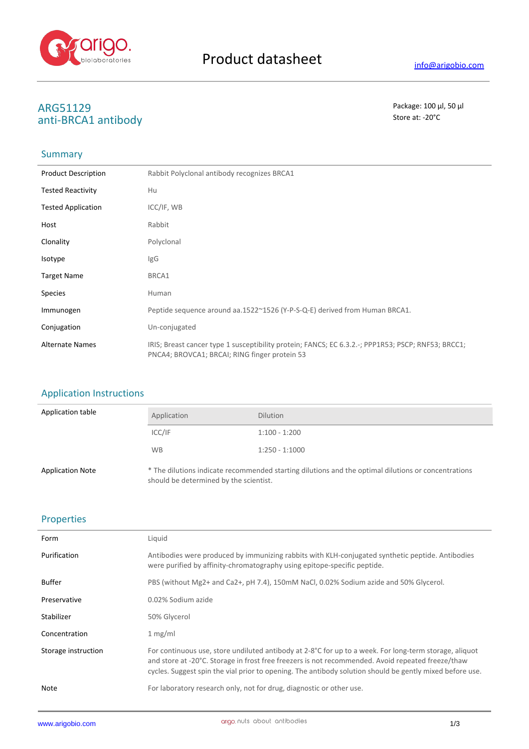# Product datasheet

info@arigobio.com

## ARG51129
## anti-BRCA1 antibody

Package: 100 μl, 50 μl
Store at: -20°C

## Summary

| | |
|---|---|
| Product Description | Rabbit Polyclonal antibody recognizes BRCA1 |
| Tested Reactivity | Hu |
| Tested Application | ICC/IF, WB |
| Host | Rabbit |
| Clonality | Polyclonal |
| Isotype | IgG |
| Target Name | BRCA1 |
| Species | Human |
| Immunogen | Peptide sequence around aa.1522~1526 (Y-P-S-Q-E) derived from Human BRCA1. |
| Conjugation | Un-conjugated |
| Alternate Names | IRIS; Breast cancer type 1 susceptibility protein; FANCS; EC 6.3.2.-; PPP1R53; PSCP; RNF53; BRCC1; PNCA4; BROVCA1; BRCAI; RING finger protein 53 |

## Application Instructions

Application table

| Application | Dilution |
|---|---|
| ICC/IF | 1:100 - 1:200 |
| WB | 1:250 - 1:1000 |

Application Note: * The dilutions indicate recommended starting dilutions and the optimal dilutions or concentrations should be determined by the scientist.

## Properties

| | |
|---|---|
| Form | Liquid |
| Purification | Antibodies were produced by immunizing rabbits with KLH-conjugated synthetic peptide. Antibodies were purified by affinity-chromatography using epitope-specific peptide. |
| Buffer | PBS (without Mg2+ and Ca2+, pH 7.4), 150mM NaCl, 0.02% Sodium azide and 50% Glycerol. |
| Preservative | 0.02% Sodium azide |
| Stabilizer | 50% Glycerol |
| Concentration | 1 mg/ml |
| Storage instruction | For continuous use, store undiluted antibody at 2-8°C for up to a week. For long-term storage, aliquot and store at -20°C. Storage in frost free freezers is not recommended. Avoid repeated freeze/thaw cycles. Suggest spin the vial prior to opening. The antibody solution should be gently mixed before use. |
| Note | For laboratory research only, not for drug, diagnostic or other use. |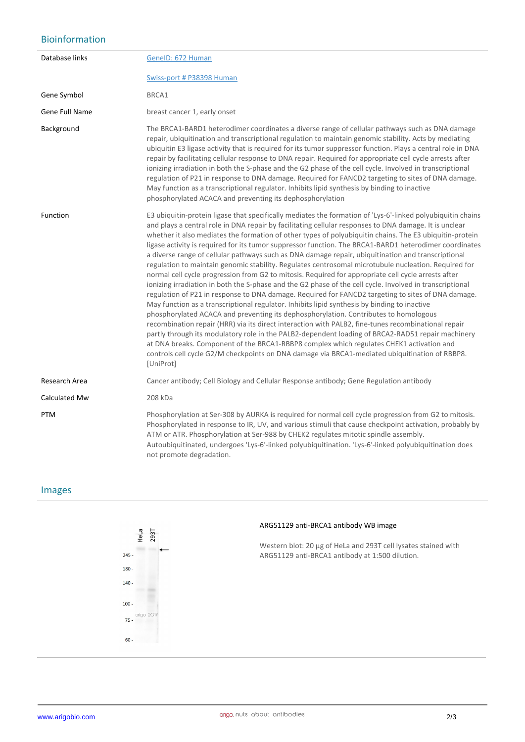## Bioinformation

| | |
|---|---|
| Database links | GeneID: 672 Human<br><br>Swiss-port # P38398 Human |
| Gene Symbol | BRCA1 |
| Gene Full Name | breast cancer 1, early onset |
| Background | The BRCA1-BARD1 heterodimer coordinates a diverse range of cellular pathways such as DNA damage repair, ubiquitination and transcriptional regulation to maintain genomic stability. Acts by mediating ubiquitin E3 ligase activity that is required for its tumor suppressor function. Plays a central role in DNA repair by facilitating cellular response to DNA repair. Required for appropriate cell cycle arrests after ionizing irradiation in both the S-phase and the G2 phase of the cell cycle. Involved in transcriptional regulation of P21 in response to DNA damage. Required for FANCD2 targeting to sites of DNA damage. May function as a transcriptional regulator. Inhibits lipid synthesis by binding to inactive phosphorylated ACACA and preventing its dephosphorylation |
| Function | E3 ubiquitin-protein ligase that specifically mediates the formation of 'Lys-6'-linked polyubiquitin chains and plays a central role in DNA repair by facilitating cellular responses to DNA damage. It is unclear whether it also mediates the formation of other types of polyubiquitin chains. The E3 ubiquitin-protein ligase activity is required for its tumor suppressor function. The BRCA1-BARD1 heterodimer coordinates a diverse range of cellular pathways such as DNA damage repair, ubiquitination and transcriptional regulation to maintain genomic stability. Regulates centrosomal microtubule nucleation. Required for normal cell cycle progression from G2 to mitosis. Required for appropriate cell cycle arrests after ionizing irradiation in both the S-phase and the G2 phase of the cell cycle. Involved in transcriptional regulation of P21 in response to DNA damage. Required for FANCD2 targeting to sites of DNA damage. May function as a transcriptional regulator. Inhibits lipid synthesis by binding to inactive phosphorylated ACACA and preventing its dephosphorylation. Contributes to homologous recombination repair (HRR) via its direct interaction with PALB2, fine-tunes recombinational repair partly through its modulatory role in the PALB2-dependent loading of BRCA2-RAD51 repair machinery at DNA breaks. Component of the BRCA1-RBBP8 complex which regulates CHEK1 activation and controls cell cycle G2/M checkpoints on DNA damage via BRCA1-mediated ubiquitination of RBBP8. [UniProt] |
| Research Area | Cancer antibody; Cell Biology and Cellular Response antibody; Gene Regulation antibody |
| Calculated Mw | 208 kDa |
| PTM | Phosphorylation at Ser-308 by AURKA is required for normal cell cycle progression from G2 to mitosis. Phosphorylated in response to IR, UV, and various stimuli that cause checkpoint activation, probably by ATM or ATR. Phosphorylation at Ser-988 by CHEK2 regulates mitotic spindle assembly. Autoubiquitinated, undergoes 'Lys-6'-linked polyubiquitination. 'Lys-6'-linked polyubiquitination does not promote degradation. |

## Images

**ARG51129 anti-BRCA1 antibody WB image**

Western blot: 20 µg of HeLa and 293T cell lysates stained with ARG51129 anti-BRCA1 antibody at 1:500 dilution.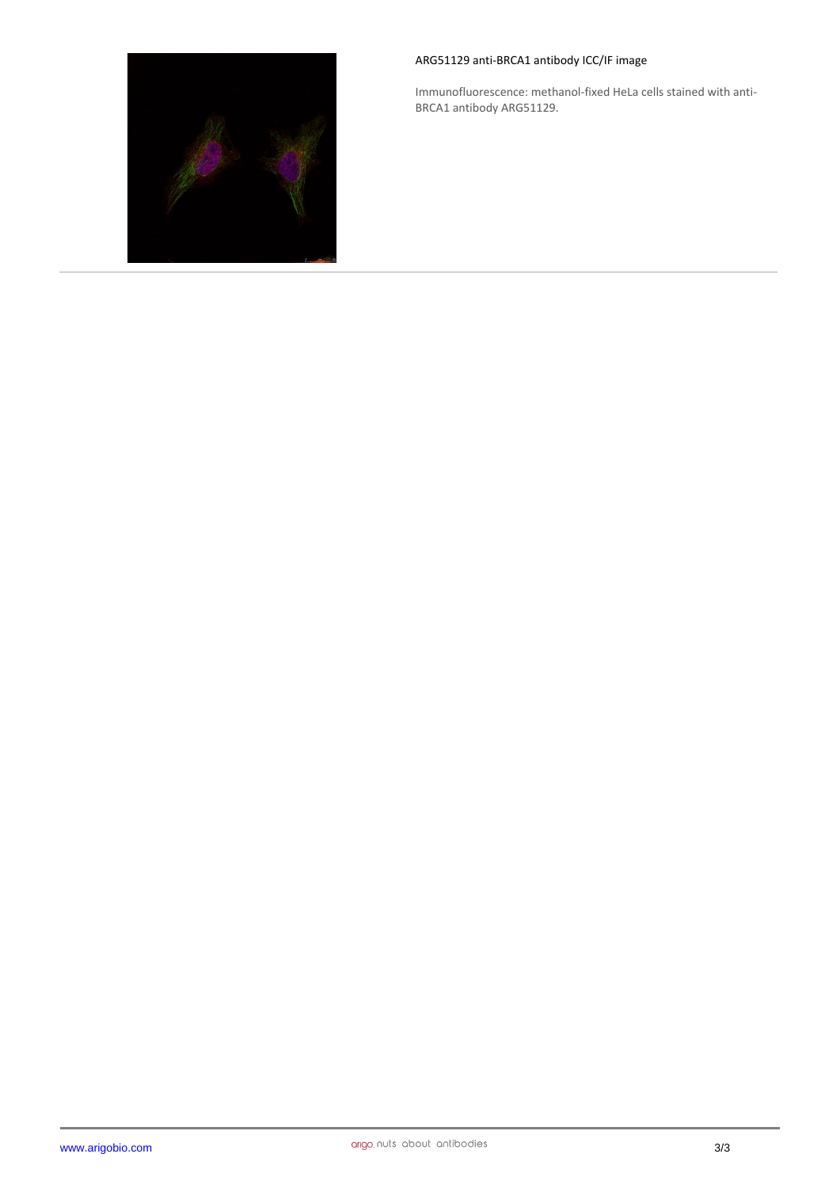ARG51129 anti-BRCA1 antibody ICC/IF image

Immunofluorescence: methanol-fixed HeLa cells stained with anti-BRCA1 antibody ARG51129.